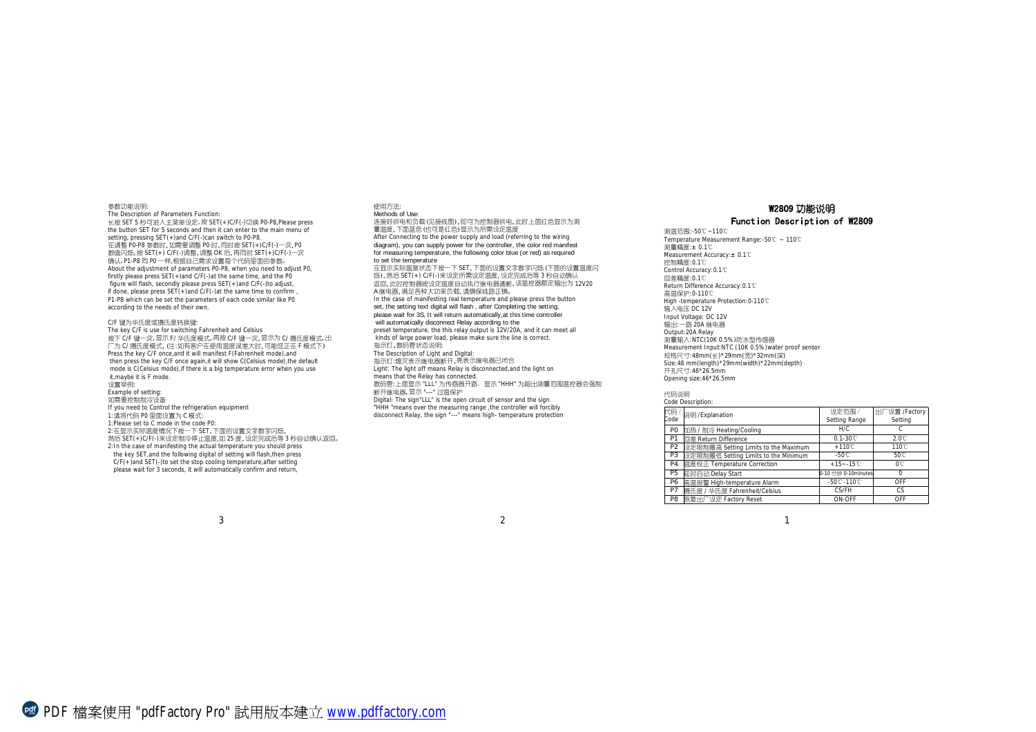# W2809 功能说明

## Function Description of W2809

测温范围:-50℃~110℃
Temperature Measurement Range:-50℃ ~ 110℃
测量精度:± 0.1℃
Measurement Accuracy:± 0.1℃
控制精度:0.1℃
Control Accuracy:0.1℃
回差精度:0.1℃
Return Difference Accuracy:0.1℃
高温保护:0-110℃
High -temperature Protection:0-110℃
输入电压 DC 12V
Input Voltage: DC 12V
输出:一路 20A 继电器
Output:20A Relay
测量输入:NTC(10K 0.5%)防水型传感器
Measurement Input:NTC (10K 0.5%)water proof sensor
规格尺寸:48mm(长)*29mm(宽)*32mm(深)
Size:48 mm(length)*29mm(width)*22mm(depth)
开孔尺寸:46*26.5mm
Opening size:46*26.5mm

代码说明
Code Description:

| 代码 / Code | 说明 /Explanation | 设定范围 / Setting Range | 出厂设置 /Factory Setting |
|---|---|---|---|
| P0 | 加热 / 制冷 Heating/Cooling | H/C | C |
| P1 | 回差 Return Difference | 0.1-30℃ | 2.0℃ |
| P2 | 设定限制最高 Setting Limits to the Maximum | +110℃ | 110℃ |
| P3 | 设定限制最低 Setting Limits to the Minimum | -50℃ | 50℃ |
| P4 | 温度校正 Temperature Correction | +15~-15℃ | 0℃ |
| P5 | 延时启动 Delay Start | 0-10 分钟 0-10minutes | 0 |
| P6 | 高温报警 High-temperature Alarm | -50℃-110℃ | OFF |
| P7 | 摄氏度 / 华氏度 Fahrenheit/Celsius | CS/FH | CS |
| P8 | 恢复出厂设定 Factory Reset | ON-OFF | OFF |

使用方法:
Methods of Use:
连接好供电和负载(见接线图),即可为控制器供电,此时上面红色显示为测量温度,下面蓝色(也可是红色)显示为所需设定温度
After Connecting to the power supply and load (referring to the wiring diagram), you can supply power for the controller, the color red manifest for measuring temperature, the following color blue (or red) as required to set the temperature
在显示实际温度状态下按一下 SET,下面的设置文字数字闪烁(下面的设置温度闪烁),然后 SET(+) C/F(-)来设定所需设定温度,设定完成后等 3 秒自动确认返回,此时控制器按设定温度自动执行继电器通断,该温控器额定输出为 12V20A 继电器,满足各种大功率负载,请确保线路正确。
In the case of manifesting real temperature and please press the button set, the setting text digital will flash , after Completing the setting, please wait for 3S, It will return automatically,at this time controller will automatically disconnect Relay according to the preset temperature, the this relay output is 12V/20A, and it can meet all kinds of large power load, please make sure the line is correct.
指示灯、数码管状态说明:
The Description of Light and Digital:
指示灯:熄灭表示继电器断开、亮表示继电器已闭合
Light: The light off means Relay is disconnected,and the light on means that the Relay has connected.
数码管:上面显示 "LLL" 为传感器开路. 显示 "HHH" 为超出测量范围温控器会强制断开继电器,显示 "---" 过温保护
Digital: The sign"LLL" is the open circuit of sensor and the sign "HHH "means over the measuring range ,the controller will forcibly disconnect Relay, the sign "---" means high- temperature protection

参数功能说明:
The Description of Parameters Function:
长按 SET 5 秒可进入主菜单设定,按 SET(+)C/F(-)切换 P0-P8,Please press the button SET for 5 seconds and then it can enter to the main menu of setting, pressing SET(+)and C/F(-)can switch to P0-P8.
在调整 P0-P8 参数时,如需要调整 P0 时,同时按 SET(+)C/F(-)一次,P0 数值闪烁,按 SET(+) C/F(-)调整,调整 OK 后,再同时 SET(+)C/F(-)一次确认,P1-P8 同 P0 一样,根据自己需求设置每个代码里面的参数。
About the adjustment of parameters P0-P8, when you need to adjust P0, firstly please press SET(+)and C/F(-)at the same time, and the P0 figure will flash, secondly please press SET(+)and C/F(-)to adjust, if done, please press SET(+)and C/F(-)at the same time to confirm , P1-P8 which can be set the parameters of each code similar like P0 according to the needs of their own.

C/F 键为华氏度或摄氏度转换键:
The key C/F is use for switching Fahrenheit and Celsius
按下 C/F 键一次,显示 F/ 华氏度模式,再按 C/F 键一次,显示为 C/ 摄氏度模式,出厂为 C/ 摄氏度模式。(注:如有客户在使用温度误差大时,可能您正在 F 模式下)
Press the key C/F once,and it will manifest F(Fahrenheit mode),and then press the key C/F once again,it will show C(Celsius mode),the default mode is C(Celsius mode),if there is a big temperature error when you use it,maybe it is F mode.
设置举例:
Example of setting:
如需要控制制冷设备
If you need to Control the refrigeration equipment
1:请将代码 P0 里面设置为 C 模式:
1:Please set to C mode in the code P0:
2:在显示实际温度情况下按一下 SET,下面的设置文字数字闪烁,然后 SET(+)C/F(-)来设定制冷停止温度,如 25 度,设定完成后等 3 秒自动确认返回。
2:In the case of manifesting the actual temperature you should press the key SET,and the following digital of setting will flash,then press C/F(+)and SET(-)to set the stop cooling temperature,after setting please wait for 3 seconds, it will automatically confirm and return,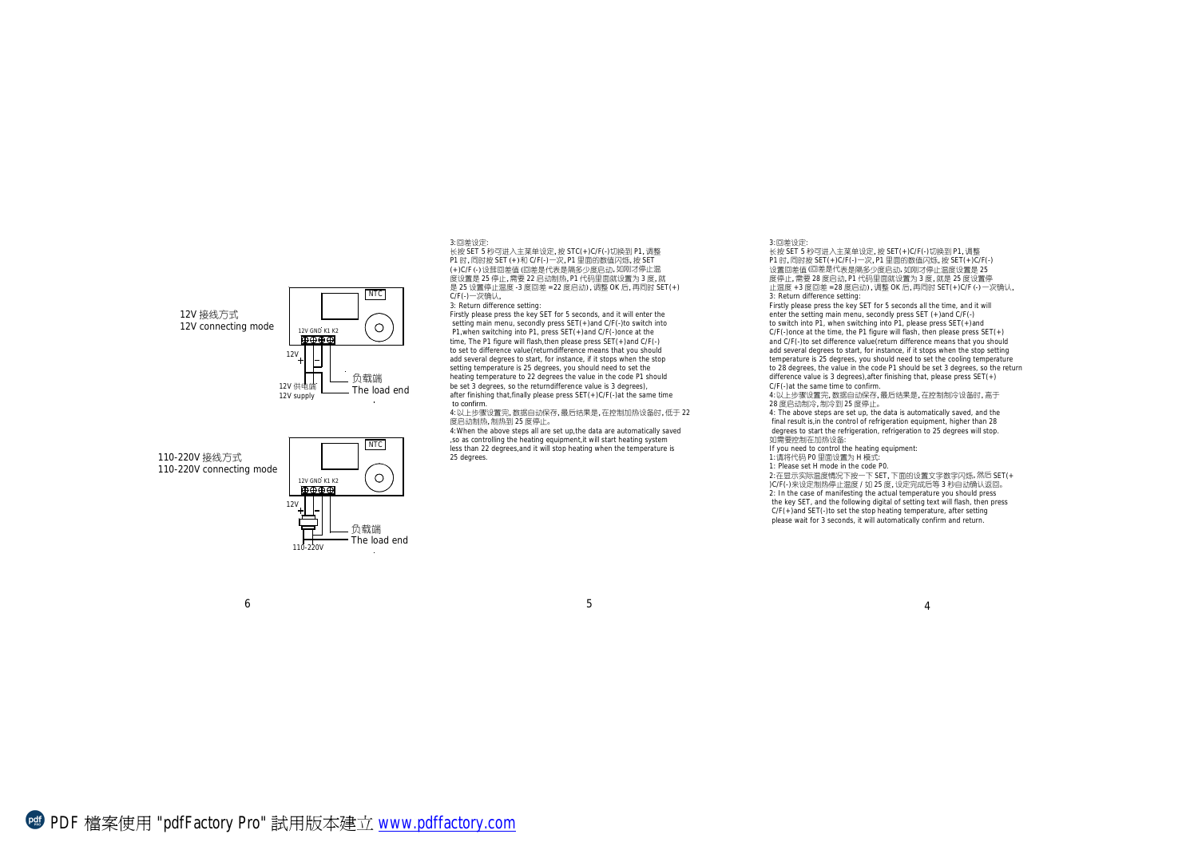12V 接线方式
12V connecting mode

NTC

12V GND K1 K2

12V

12V 供电端
12V supply

负载端
The load end

110-220V 接线方式
110-220V connecting mode

NTC

12V GND K1 K2

12V

110-220V

负载端
The load end

3:回差设定:
长按 SET 5 秒可进入主菜单设定，按 STC(+)C/F(-)切换到 P1，调整 P1 时，同时按 SET (+)和 C/F(-)一次，P1 里面的数值闪烁，按 SET (+)C/F (-)设置回差值 (回差是代表是隔多少度启动，如刚才停止温度设置是 25 停止，需要 22 启动制热，P1 代码里面就设置为 3 度，就是 25 设置停止温度 -3 度回差 =22 度启动)，调整 OK 后，再同时 SET(+) C/F(-)一次确认。

3: Return difference setting:
Firstly please press the key SET for 5 seconds, and it will enter the setting main menu, secondly press SET(+)and C/F(-)to switch into P1,when switching into P1, press SET(+)and C/F(-)once at the time, The P1 figure will flash,then please press SET(+)and C/F(-) to set to difference value(returndifference means that you should add several degrees to start, for instance, if it stops when the stop setting temperature is 25 degrees, you should need to set the heating temperature to 22 degrees the value in the code P1 should be set 3 degrees, so the returndifference value is 3 degrees), after finishing that,finally please press SET(+)C/F(-)at the same time to confirm.

4:以上步骤设置完，数据自动保存，最后结果是，在控制加热设备时，低于 22 度启动制热，制热到 25 度停止。

4:When the above steps all are set up,the data are automatically saved ,so as controlling the heating equipment,it will start heating system less than 22 degrees,and it will stop heating when the temperature is 25 degrees.

3:回差设定:
长按 SET 5 秒可进入主菜单设定，按 SET(+)C/F(-)切换到 P1，调整 P1 时，同时按 SET(+)C/F(-)一次，P1 里面的数值闪烁，按 SET(+)C/F(-)设置回差值 (回差是代表是隔多少度启动，如刚才停止温度设置是 25 度停止，需要 28 度启动，P1 代码里面就设置为 3 度，就是 25 度设置停止温度 +3 度回差 =28 度启动)，调整 OK 后，再同时 SET(+)C/F (-)一次确认。

3: Return difference setting:
Firstly please press the key SET for 5 seconds all the time, and it will enter the setting main menu, secondly press SET (+)and C/F(-) to switch into P1, when switching into P1, please press SET(+)and C/F(-)once at the time, the P1 figure will flash, then please press SET(+) and C/F(-)to set difference value(return difference means that you should add several degrees to start, for instance, if it stops when the stop setting temperature is 25 degrees, you should need to set the cooling temperature to 28 degrees, the value in the code P1 should be set 3 degrees, so the return difference value is 3 degrees),after finishing that, please press SET(+) C/F(-)at the same time to confirm.

4:以上步骤设置完，数据自动保存，最后结果是，在控制制冷设备时，高于 28 度启动制冷，制冷到 25 度停止。

4: The above steps are set up, the data is automatically saved, and the final result is,in the control of refrigeration equipment, higher than 28 degrees to start the refrigeration, refrigeration to 25 degrees will stop.

如需要控制在加热设备:
If you need to control the heating equipment:

1:请将代码 P0 里面设置为 H 模式:
1: Please set H mode in the code P0.

2:在显示实际温度情况下按一下 SET，下面的设置文字数字闪烁，然后 SET(+)C/F(-)来设定制热停止温度 / 如 25 度，设定完成后等 3 秒自动确认返回。

2: In the case of manifesting the actual temperature you should press the key SET, and the following digital of setting text will flash, then press C/F(+)and SET(-)to set the stop heating temperature, after setting please wait for 3 seconds, it will automatically confirm and return.